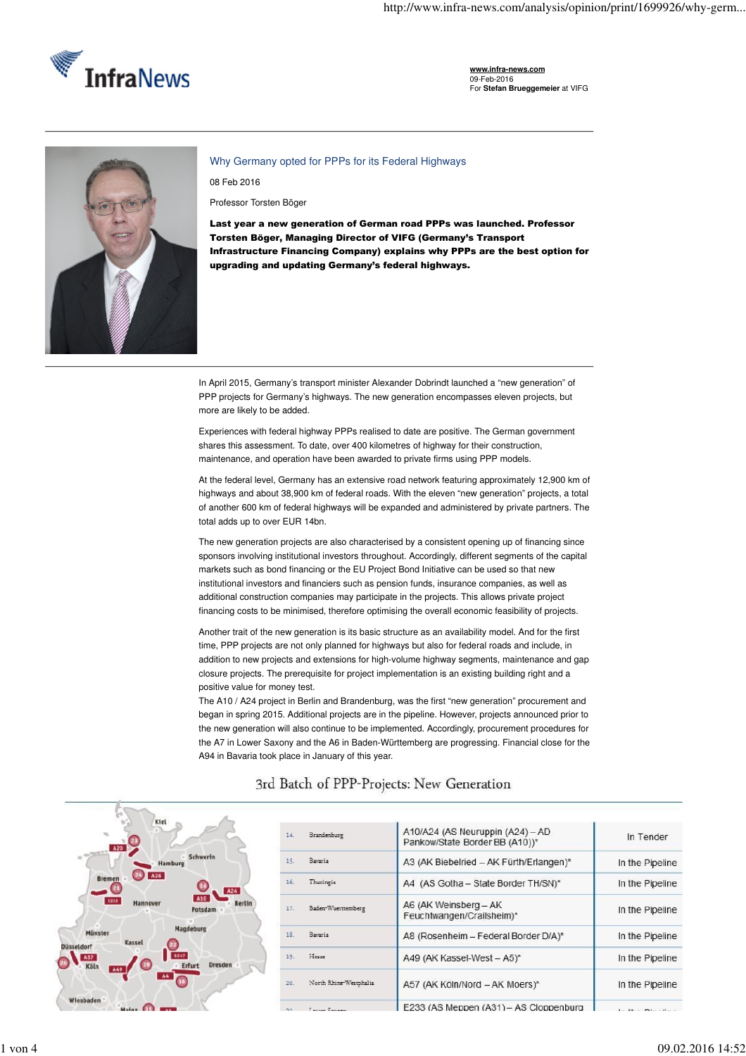**InfraNews**

www.infra-news.com
09-Feb-2016
For **Stefan Brueggemeier** at VIFG

## Why Germany opted for PPPs for its Federal Highways

08 Feb 2016

Professor Torsten Böger

**Last year a new generation of German road PPPs was launched. Professor Torsten Böger, Managing Director of VIFG (Germany's Transport Infrastructure Financing Company) explains why PPPs are the best option for upgrading and updating Germany's federal highways.**

In April 2015, Germany's transport minister Alexander Dobrindt launched a "new generation" of PPP projects for Germany's highways. The new generation encompasses eleven projects, but more are likely to be added.

Experiences with federal highway PPPs realised to date are positive. The German government shares this assessment. To date, over 400 kilometres of highway for their construction, maintenance, and operation have been awarded to private firms using PPP models.

At the federal level, Germany has an extensive road network featuring approximately 12,900 km of highways and about 38,900 km of federal roads. With the eleven "new generation" projects, a total of another 600 km of federal highways will be expanded and administered by private partners. The total adds up to over EUR 14bn.

The new generation projects are also characterised by a consistent opening up of financing since sponsors involving institutional investors throughout. Accordingly, different segments of the capital markets such as bond financing or the EU Project Bond Initiative can be used so that new institutional investors and financiers such as pension funds, insurance companies, as well as additional construction companies may participate in the projects. This allows private project financing costs to be minimised, therefore optimising the overall economic feasibility of projects.

Another trait of the new generation is its basic structure as an availability model. And for the first time, PPP projects are not only planned for highways but also for federal roads and include, in addition to new projects and extensions for high-volume highway segments, maintenance and gap closure projects. The prerequisite for project implementation is an existing building right and a positive value for money test.
The A10 / A24 project in Berlin and Brandenburg, was the first "new generation" procurement and began in spring 2015. Additional projects are in the pipeline. However, projects announced prior to the new generation will also continue to be implemented. Accordingly, procurement procedures for the A7 in Lower Saxony and the A6 in Baden-Württemberg are progressing. Financial close for the A94 in Bavaria took place in January of this year.

### 3rd Batch of PPP-Projects: New Generation

| No. | State | Project | Status |
|---|---|---|---|
| 14. | Brandenburg | A10/A24 (AS Neuruppin (A24) – AD Pankow/State Border BB (A10))* | In Tender |
| 15. | Bavaria | A3 (AK Biebelried – AK Fürth/Erlangen)* | In the Pipeline |
| 16. | Thuringia | A4 (AS Gotha – State Border TH/SN)* | In the Pipeline |
| 17. | Baden-Wuerttemberg | A6 (AK Weinsberg – AK Feuchtwangen/Crailsheim)* | In the Pipeline |
| 18. | Bavaria | A8 (Rosenheim – Federal Border D/A)* | In the Pipeline |
| 19. | Hesse | A49 (AK Kassel-West – A5)* | In the Pipeline |
| 20. | North Rhine-Westphalia | A57 (AK Köln/Nord – AK Moers)* | In the Pipeline |
| 21. | Lower Saxony | E233 (AS Meppen (A31) – AS Cloppenburg | In the Pipeline |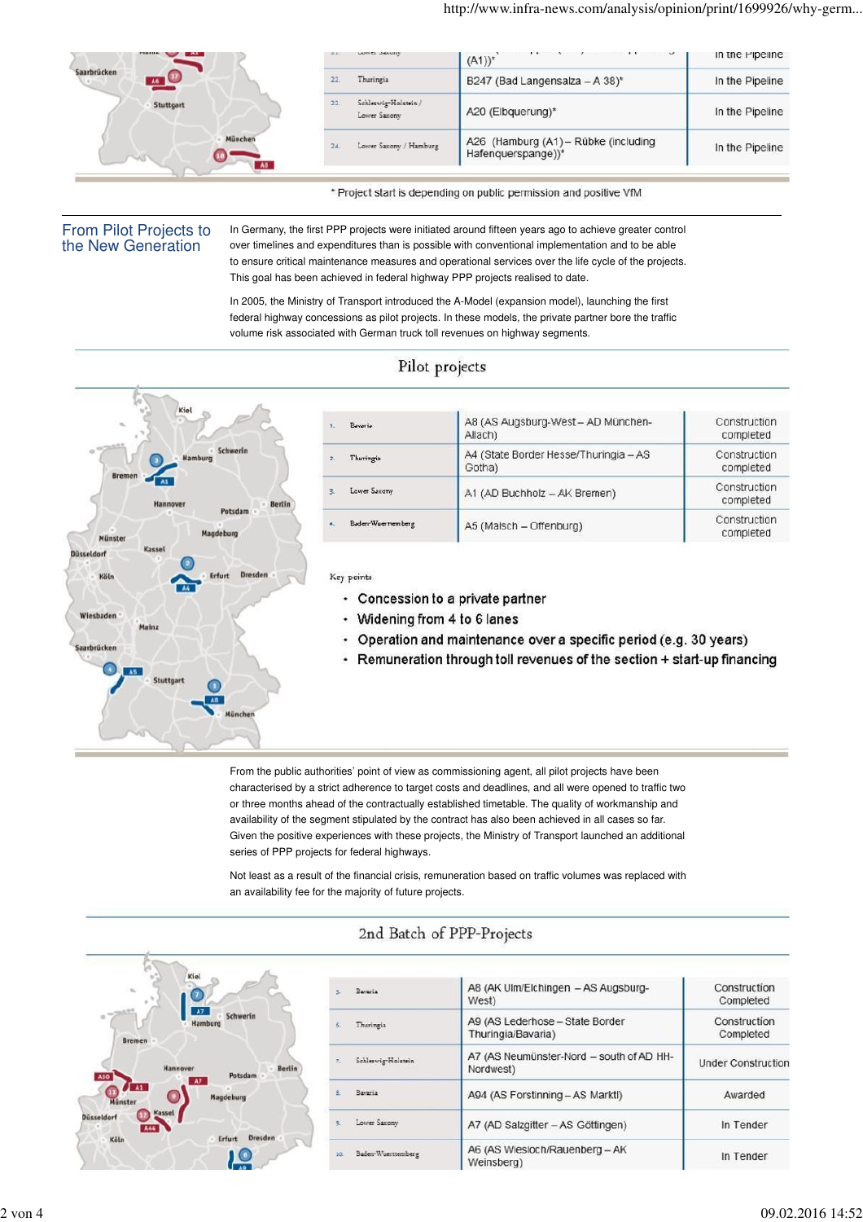| | | | |
|---|---|---|---|
| 21. | Lower Saxony | (A1))* | In the Pipeline |
| 22. | Thuringia | B247 (Bad Langensalza – A 38)* | In the Pipeline |
| 23. | Schleswig-Holstein / Lower Saxony | A20 (Elbquerung)* | In the Pipeline |
| 24. | Lower Saxony / Hamburg | A26 (Hamburg (A1) – Rübke (including Hafenquerspange))* | In the Pipeline |

* Project start is depending on public permission and positive VfM

## From Pilot Projects to the New Generation

In Germany, the first PPP projects were initiated around fifteen years ago to achieve greater control over timelines and expenditures than is possible with conventional implementation and to be able to ensure critical maintenance measures and operational services over the life cycle of the projects. This goal has been achieved in federal highway PPP projects realised to date.

In 2005, the Ministry of Transport introduced the A-Model (expansion model), launching the first federal highway concessions as pilot projects. In these models, the private partner bore the traffic volume risk associated with German truck toll revenues on highway segments.

### Pilot projects

| | | | |
|---|---|---|---|
| 1. | Bavaria | A8 (AS Augsburg-West – AD München-Allach) | Construction completed |
| 2. | Thuringia | A4 (State Border Hesse/Thuringia – AS Gotha) | Construction completed |
| 3. | Lower Saxony | A1 (AD Buchholz – AK Bremen) | Construction completed |
| 4. | Baden-Wuerttemberg | A5 (Malsch – Offenburg) | Construction completed |

Key points

- Concession to a private partner
- Widening from 4 to 6 lanes
- Operation and maintenance over a specific period (e.g. 30 years)
- Remuneration through toll revenues of the section + start-up financing

From the public authorities' point of view as commissioning agent, all pilot projects have been characterised by a strict adherence to target costs and deadlines, and all were opened to traffic two or three months ahead of the contractually established timetable. The quality of workmanship and availability of the segment stipulated by the contract has also been achieved in all cases so far. Given the positive experiences with these projects, the Ministry of Transport launched an additional series of PPP projects for federal highways.

Not least as a result of the financial crisis, remuneration based on traffic volumes was replaced with an availability fee for the majority of future projects.

### 2nd Batch of PPP-Projects

| | | | |
|---|---|---|---|
| 5. | Bavaria | A8 (AK Ulm/Elchingen – AS Augsburg-West) | Construction Completed |
| 6. | Thuringia | A9 (AS Lederhose – State Border Thuringia/Bavaria) | Construction Completed |
| 7. | Schleswig-Holstein | A7 (AS Neumünster-Nord – south of AD HH-Nordwest) | Under Construction |
| 8. | Bavaria | A94 (AS Forstinning – AS Marktl) | Awarded |
| 9. | Lower Saxony | A7 (AD Salzgitter – AS Göttingen) | In Tender |
| 10. | Baden-Wuerttemberg | A6 (AS Wiesloch/Rauenberg – AK Weinsberg) | In Tender |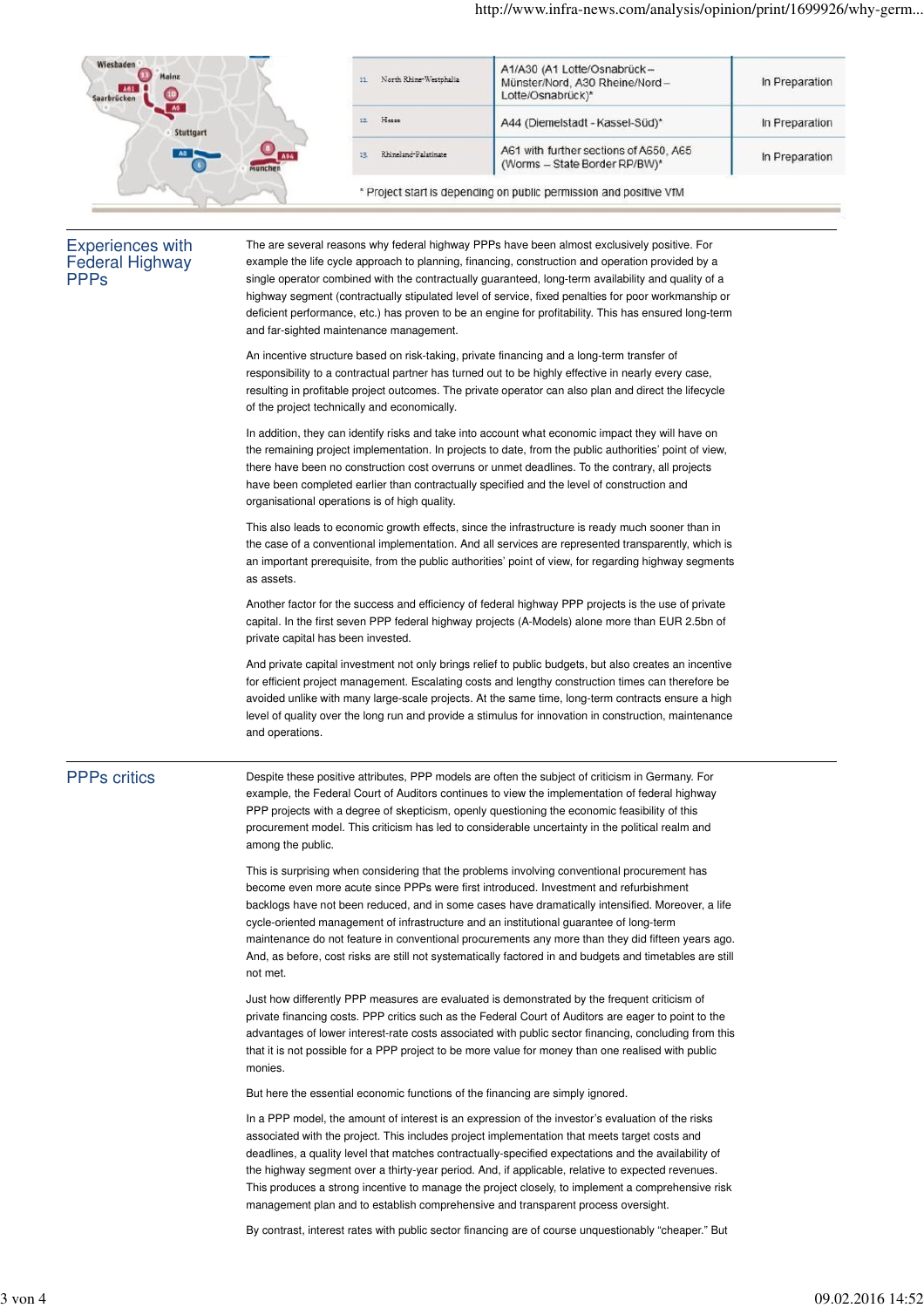| | | | |
|---|---|---|---|
| 11. | North Rhine-Westphalia | A1/A30 (A1 Lotte/Osnabrück – Münster/Nord, A30 Rheine/Nord – Lotte/Osnabrück)* | In Preparation |
| 12. | Hesse | A44 (Diemelstadt - Kassel-Süd)* | In Preparation |
| 13. | Rhineland-Palatinate | A61 with further sections of A650, A65 (Worms – State Border RP/BW)* | In Preparation |

* Project start is depending on public permission and positive VfM

## Experiences with Federal Highway PPPs

The are several reasons why federal highway PPPs have been almost exclusively positive. For example the life cycle approach to planning, financing, construction and operation provided by a single operator combined with the contractually guaranteed, long-term availability and quality of a highway segment (contractually stipulated level of service, fixed penalties for poor workmanship or deficient performance, etc.) has proven to be an engine for profitability. This has ensured long-term and far-sighted maintenance management.

An incentive structure based on risk-taking, private financing and a long-term transfer of responsibility to a contractual partner has turned out to be highly effective in nearly every case, resulting in profitable project outcomes. The private operator can also plan and direct the lifecycle of the project technically and economically.

In addition, they can identify risks and take into account what economic impact they will have on the remaining project implementation. In projects to date, from the public authorities' point of view, there have been no construction cost overruns or unmet deadlines. To the contrary, all projects have been completed earlier than contractually specified and the level of construction and organisational operations is of high quality.

This also leads to economic growth effects, since the infrastructure is ready much sooner than in the case of a conventional implementation. And all services are represented transparently, which is an important prerequisite, from the public authorities' point of view, for regarding highway segments as assets.

Another factor for the success and efficiency of federal highway PPP projects is the use of private capital. In the first seven PPP federal highway projects (A-Models) alone more than EUR 2.5bn of private capital has been invested.

And private capital investment not only brings relief to public budgets, but also creates an incentive for efficient project management. Escalating costs and lengthy construction times can therefore be avoided unlike with many large-scale projects. At the same time, long-term contracts ensure a high level of quality over the long run and provide a stimulus for innovation in construction, maintenance and operations.

## PPPs critics

Despite these positive attributes, PPP models are often the subject of criticism in Germany. For example, the Federal Court of Auditors continues to view the implementation of federal highway PPP projects with a degree of skepticism, openly questioning the economic feasibility of this procurement model. This criticism has led to considerable uncertainty in the political realm and among the public.

This is surprising when considering that the problems involving conventional procurement has become even more acute since PPPs were first introduced. Investment and refurbishment backlogs have not been reduced, and in some cases have dramatically intensified. Moreover, a life cycle-oriented management of infrastructure and an institutional guarantee of long-term maintenance do not feature in conventional procurements any more than they did fifteen years ago. And, as before, cost risks are still not systematically factored in and budgets and timetables are still not met.

Just how differently PPP measures are evaluated is demonstrated by the frequent criticism of private financing costs. PPP critics such as the Federal Court of Auditors are eager to point to the advantages of lower interest-rate costs associated with public sector financing, concluding from this that it is not possible for a PPP project to be more value for money than one realised with public monies.

But here the essential economic functions of the financing are simply ignored.

In a PPP model, the amount of interest is an expression of the investor's evaluation of the risks associated with the project. This includes project implementation that meets target costs and deadlines, a quality level that matches contractually-specified expectations and the availability of the highway segment over a thirty-year period. And, if applicable, relative to expected revenues. This produces a strong incentive to manage the project closely, to implement a comprehensive risk management plan and to establish comprehensive and transparent process oversight.

By contrast, interest rates with public sector financing are of course unquestionably "cheaper." But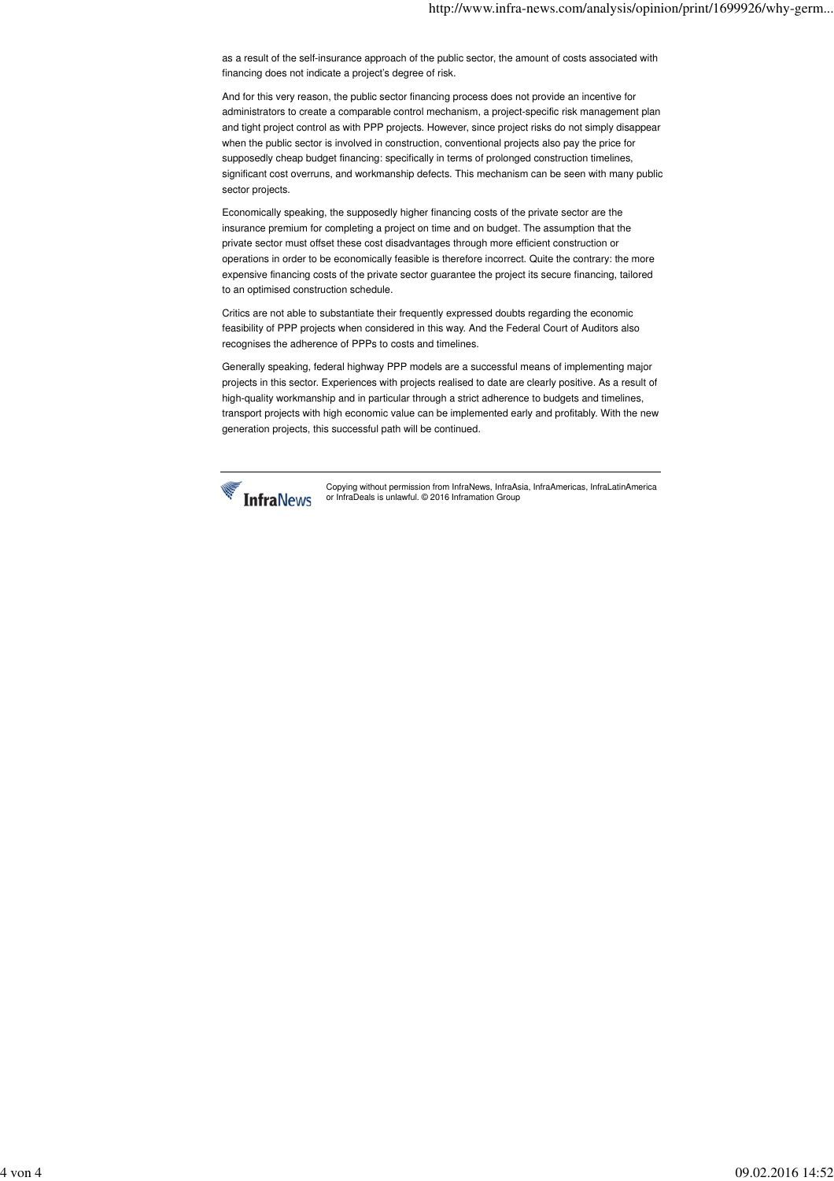as a result of the self-insurance approach of the public sector, the amount of costs associated with financing does not indicate a project's degree of risk.

And for this very reason, the public sector financing process does not provide an incentive for administrators to create a comparable control mechanism, a project-specific risk management plan and tight project control as with PPP projects. However, since project risks do not simply disappear when the public sector is involved in construction, conventional projects also pay the price for supposedly cheap budget financing: specifically in terms of prolonged construction timelines, significant cost overruns, and workmanship defects. This mechanism can be seen with many public sector projects.

Economically speaking, the supposedly higher financing costs of the private sector are the insurance premium for completing a project on time and on budget. The assumption that the private sector must offset these cost disadvantages through more efficient construction or operations in order to be economically feasible is therefore incorrect. Quite the contrary: the more expensive financing costs of the private sector guarantee the project its secure financing, tailored to an optimised construction schedule.

Critics are not able to substantiate their frequently expressed doubts regarding the economic feasibility of PPP projects when considered in this way. And the Federal Court of Auditors also recognises the adherence of PPPs to costs and timelines.

Generally speaking, federal highway PPP models are a successful means of implementing major projects in this sector. Experiences with projects realised to date are clearly positive. As a result of high-quality workmanship and in particular through a strict adherence to budgets and timelines, transport projects with high economic value can be implemented early and profitably. With the new generation projects, this successful path will be continued.

---

InfraNews

Copying without permission from InfraNews, InfraAsia, InfraAmericas, InfraLatinAmerica or InfraDeals is unlawful. © 2016 Inframation Group